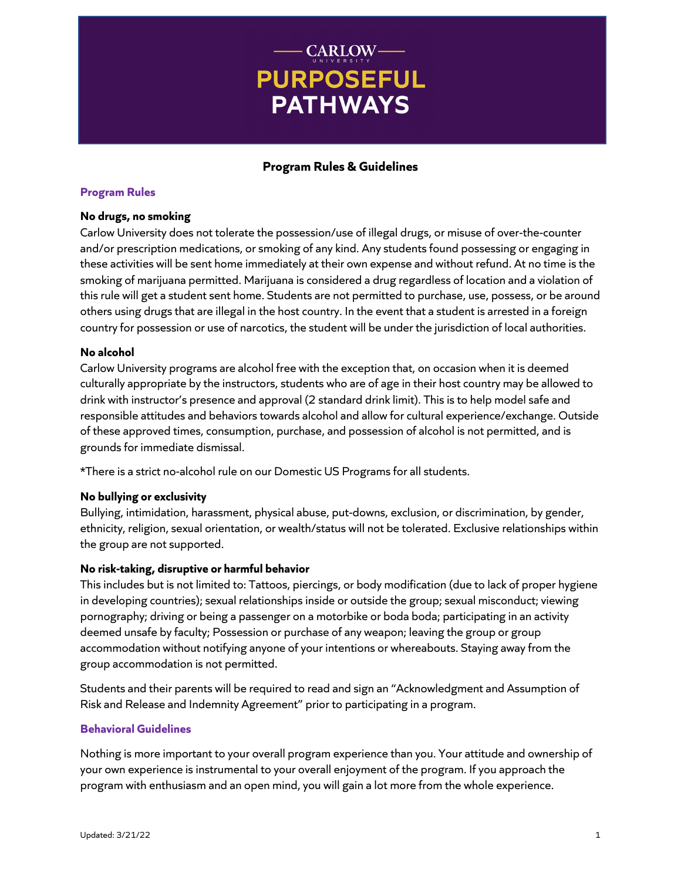# CARLOW UNIVERSITY PURPOSEFUL PATHWAYS

## Program Rules & Guidelines

### Program Rules

**No drugs, no smoking**

Carlow University does not tolerate the possession/use of illegal drugs, or misuse of over-the-counter and/or prescription medications, or smoking of any kind. Any students found possessing or engaging in these activities will be sent home immediately at their own expense and without refund. At no time is the smoking of marijuana permitted. Marijuana is considered a drug regardless of location and a violation of this rule will get a student sent home. Students are not permitted to purchase, use, possess, or be around others using drugs that are illegal in the host country. In the event that a student is arrested in a foreign country for possession or use of narcotics, the student will be under the jurisdiction of local authorities.

**No alcohol**

Carlow University programs are alcohol free with the exception that, on occasion when it is deemed culturally appropriate by the instructors, students who are of age in their host country may be allowed to drink with instructor's presence and approval (2 standard drink limit). This is to help model safe and responsible attitudes and behaviors towards alcohol and allow for cultural experience/exchange. Outside of these approved times, consumption, purchase, and possession of alcohol is not permitted, and is grounds for immediate dismissal.

*There is a strict no-alcohol rule on our Domestic US Programs for all students.

**No bullying or exclusivity**

Bullying, intimidation, harassment, physical abuse, put-downs, exclusion, or discrimination, by gender, ethnicity, religion, sexual orientation, or wealth/status will not be tolerated. Exclusive relationships within the group are not supported.

**No risk-taking, disruptive or harmful behavior**

This includes but is not limited to: Tattoos, piercings, or body modification (due to lack of proper hygiene in developing countries); sexual relationships inside or outside the group; sexual misconduct; viewing pornography; driving or being a passenger on a motorbike or boda boda; participating in an activity deemed unsafe by faculty; Possession or purchase of any weapon; leaving the group or group accommodation without notifying anyone of your intentions or whereabouts. Staying away from the group accommodation is not permitted.

Students and their parents will be required to read and sign an "Acknowledgment and Assumption of Risk and Release and Indemnity Agreement" prior to participating in a program.

### Behavioral Guidelines

Nothing is more important to your overall program experience than you. Your attitude and ownership of your own experience is instrumental to your overall enjoyment of the program. If you approach the program with enthusiasm and an open mind, you will gain a lot more from the whole experience.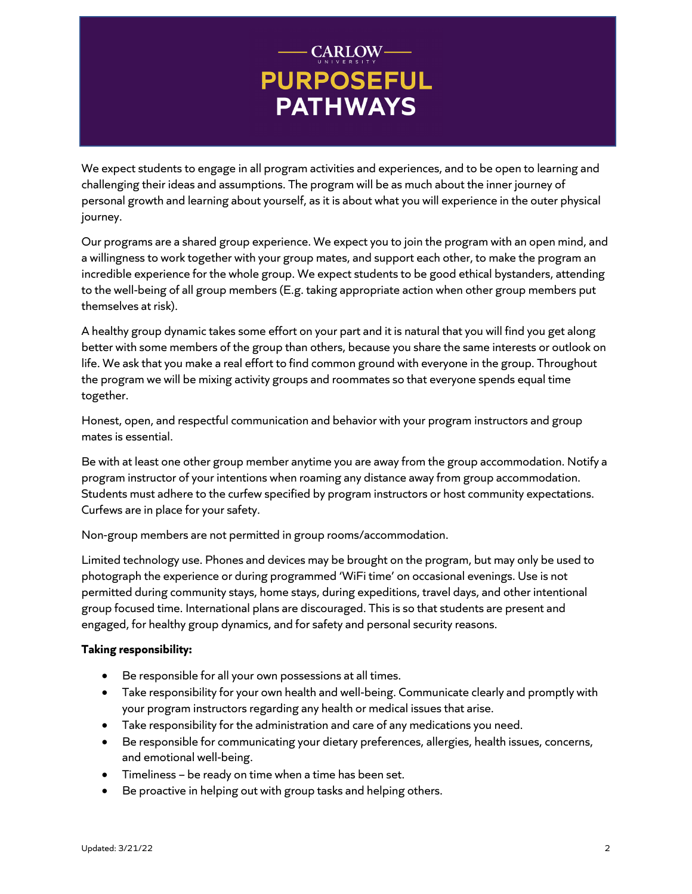# CARLOW UNIVERSITY PURPOSEFUL PATHWAYS

We expect students to engage in all program activities and experiences, and to be open to learning and challenging their ideas and assumptions. The program will be as much about the inner journey of personal growth and learning about yourself, as it is about what you will experience in the outer physical journey.

Our programs are a shared group experience. We expect you to join the program with an open mind, and a willingness to work together with your group mates, and support each other, to make the program an incredible experience for the whole group. We expect students to be good ethical bystanders, attending to the well-being of all group members (E.g. taking appropriate action when other group members put themselves at risk).

A healthy group dynamic takes some effort on your part and it is natural that you will find you get along better with some members of the group than others, because you share the same interests or outlook on life. We ask that you make a real effort to find common ground with everyone in the group. Throughout the program we will be mixing activity groups and roommates so that everyone spends equal time together.

Honest, open, and respectful communication and behavior with your program instructors and group mates is essential.

Be with at least one other group member anytime you are away from the group accommodation. Notify a program instructor of your intentions when roaming any distance away from group accommodation. Students must adhere to the curfew specified by program instructors or host community expectations. Curfews are in place for your safety.

Non-group members are not permitted in group rooms/accommodation.

Limited technology use. Phones and devices may be brought on the program, but may only be used to photograph the experience or during programmed 'WiFi time' on occasional evenings. Use is not permitted during community stays, home stays, during expeditions, travel days, and other intentional group focused time. International plans are discouraged. This is so that students are present and engaged, for healthy group dynamics, and for safety and personal security reasons.

**Taking responsibility:**

- Be responsible for all your own possessions at all times.
- Take responsibility for your own health and well-being. Communicate clearly and promptly with your program instructors regarding any health or medical issues that arise.
- Take responsibility for the administration and care of any medications you need.
- Be responsible for communicating your dietary preferences, allergies, health issues, concerns, and emotional well-being.
- Timeliness – be ready on time when a time has been set.
- Be proactive in helping out with group tasks and helping others.

Updated: 3/21/22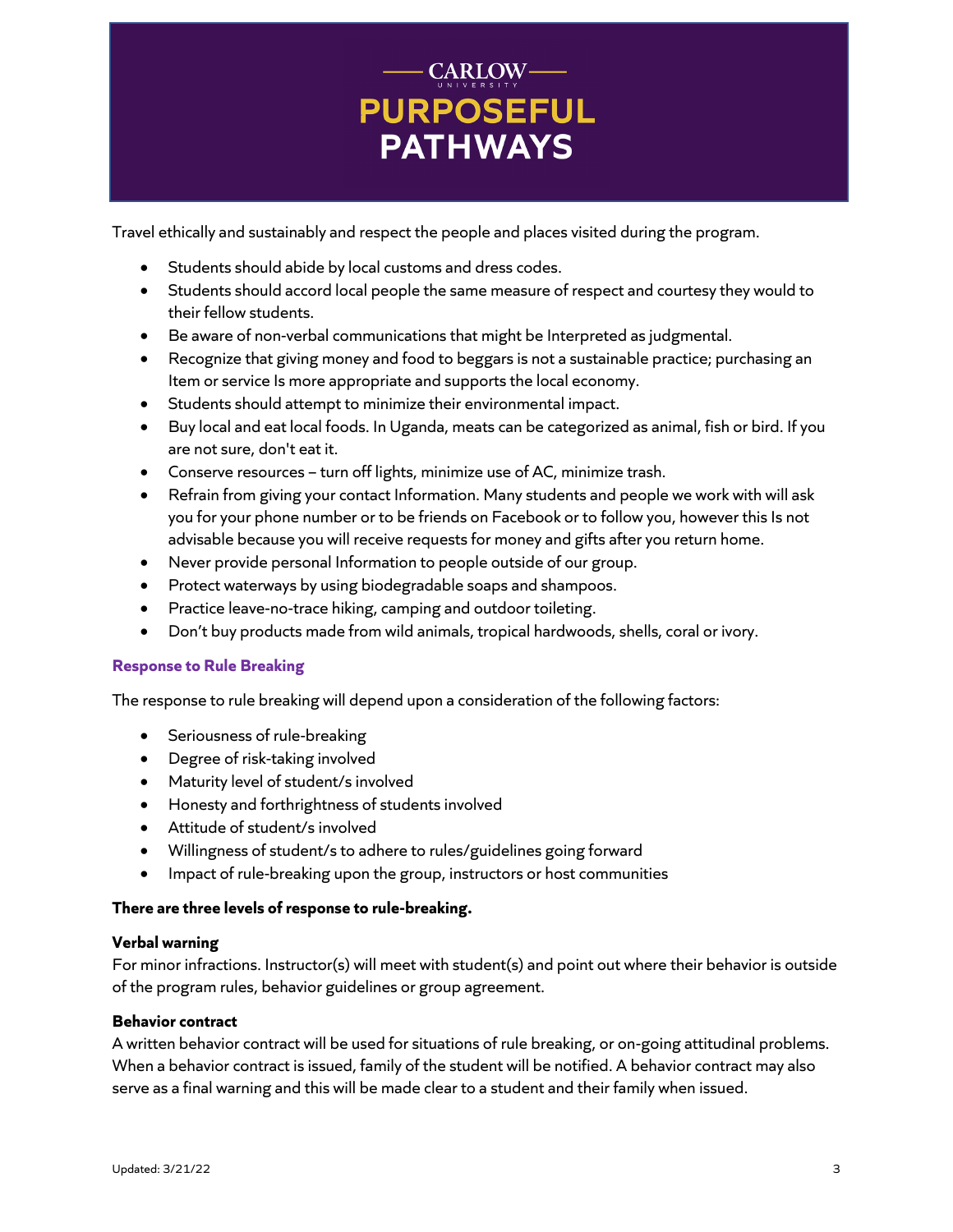Travel ethically and sustainably and respect the people and places visited during the program.

- Students should abide by local customs and dress codes.
- Students should accord local people the same measure of respect and courtesy they would to their fellow students.
- Be aware of non-verbal communications that might be Interpreted as judgmental.
- Recognize that giving money and food to beggars is not a sustainable practice; purchasing an Item or service Is more appropriate and supports the local economy.
- Students should attempt to minimize their environmental impact.
- Buy local and eat local foods. In Uganda, meats can be categorized as animal, fish or bird. If you are not sure, don't eat it.
- Conserve resources – turn off lights, minimize use of AC, minimize trash.
- Refrain from giving your contact Information. Many students and people we work with will ask you for your phone number or to be friends on Facebook or to follow you, however this Is not advisable because you will receive requests for money and gifts after you return home.
- Never provide personal Information to people outside of our group.
- Protect waterways by using biodegradable soaps and shampoos.
- Practice leave-no-trace hiking, camping and outdoor toileting.
- Don't buy products made from wild animals, tropical hardwoods, shells, coral or ivory.

### Response to Rule Breaking

The response to rule breaking will depend upon a consideration of the following factors:

- Seriousness of rule-breaking
- Degree of risk-taking involved
- Maturity level of student/s involved
- Honesty and forthrightness of students involved
- Attitude of student/s involved
- Willingness of student/s to adhere to rules/guidelines going forward
- Impact of rule-breaking upon the group, instructors or host communities

**There are three levels of response to rule-breaking.**

**Verbal warning**
For minor infractions. Instructor(s) will meet with student(s) and point out where their behavior is outside of the program rules, behavior guidelines or group agreement.

**Behavior contract**
A written behavior contract will be used for situations of rule breaking, or on-going attitudinal problems. When a behavior contract is issued, family of the student will be notified. A behavior contract may also serve as a final warning and this will be made clear to a student and their family when issued.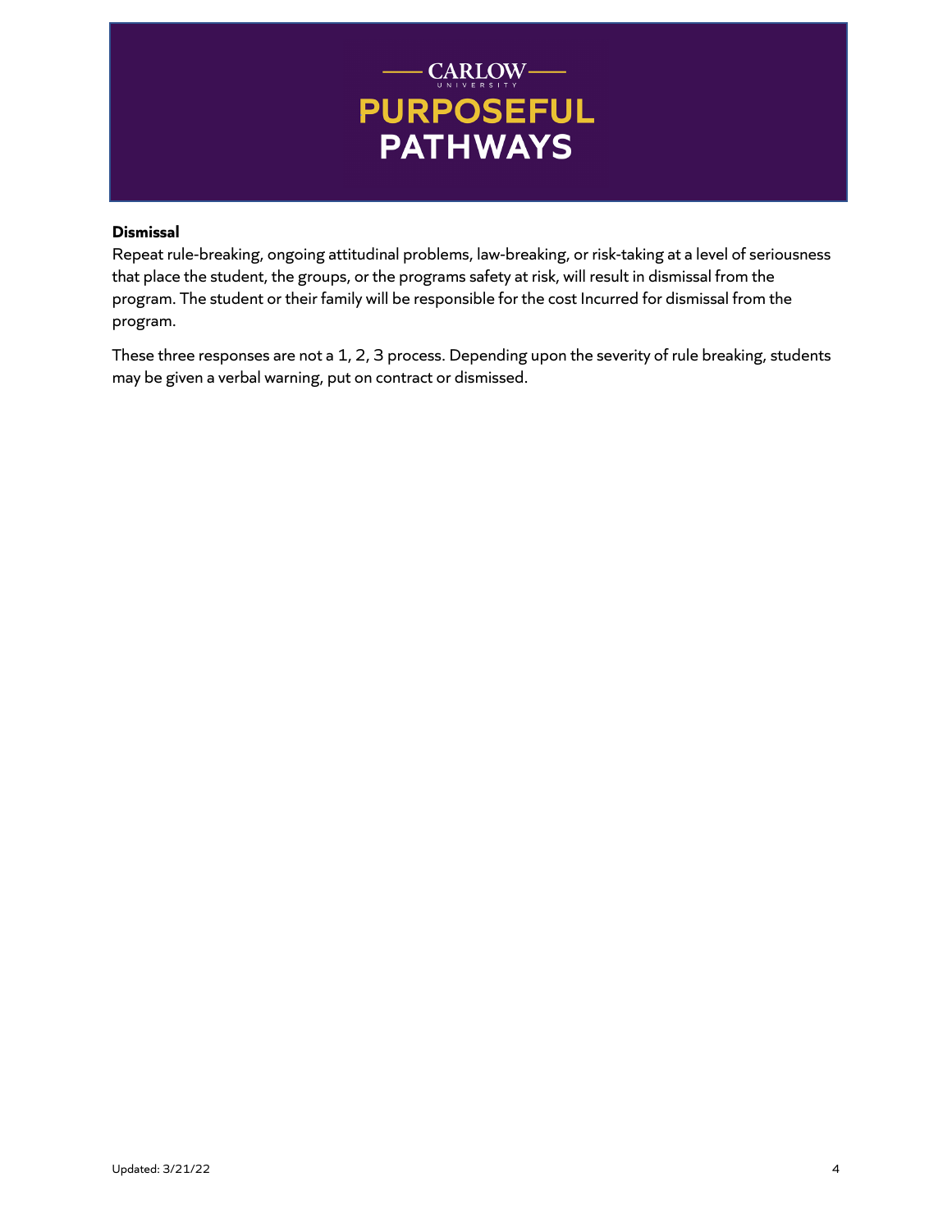**Dismissal**

Repeat rule-breaking, ongoing attitudinal problems, law-breaking, or risk-taking at a level of seriousness that place the student, the groups, or the programs safety at risk, will result in dismissal from the program. The student or their family will be responsible for the cost Incurred for dismissal from the program.

These three responses are not a 1, 2, 3 process. Depending upon the severity of rule breaking, students may be given a verbal warning, put on contract or dismissed.

Updated: 3/21/22